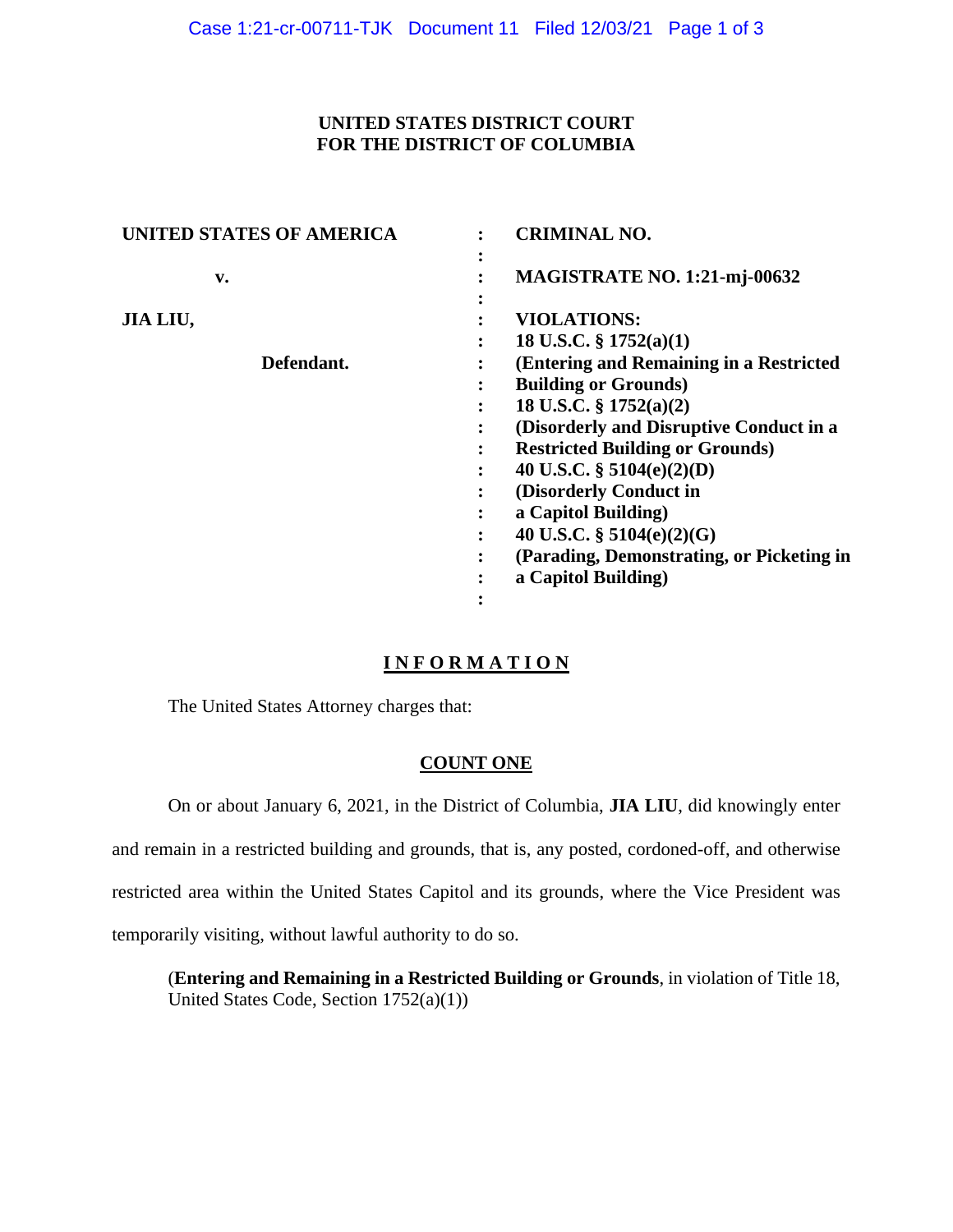**UNITED STATES DISTRICT COURT**
**FOR THE DISTRICT OF COLUMBIA**

| | | |
|---|---|---|
| **UNITED STATES OF AMERICA** | : | **CRIMINAL NO.** |
| | : | |
| **v.** | : | **MAGISTRATE NO. 1:21-mj-00632** |
| | : | |
| **JIA LIU,** | : | **VIOLATIONS:** |
| | : | **18 U.S.C. § 1752(a)(1)** |
| **Defendant.** | : | **(Entering and Remaining in a Restricted Building or Grounds)** |
| | : | **18 U.S.C. § 1752(a)(2)** |
| | : | **(Disorderly and Disruptive Conduct in a Restricted Building or Grounds)** |
| | : | **40 U.S.C. § 5104(e)(2)(D)** |
| | : | **(Disorderly Conduct in a Capitol Building)** |
| | : | **40 U.S.C. § 5104(e)(2)(G)** |
| | : | **(Parading, Demonstrating, or Picketing in a Capitol Building)** |

# INFORMATION

The United States Attorney charges that:

## COUNT ONE

On or about January 6, 2021, in the District of Columbia, **JIA LIU**, did knowingly enter and remain in a restricted building and grounds, that is, any posted, cordoned-off, and otherwise restricted area within the United States Capitol and its grounds, where the Vice President was temporarily visiting, without lawful authority to do so.

(**Entering and Remaining in a Restricted Building or Grounds**, in violation of Title 18, United States Code, Section 1752(a)(1))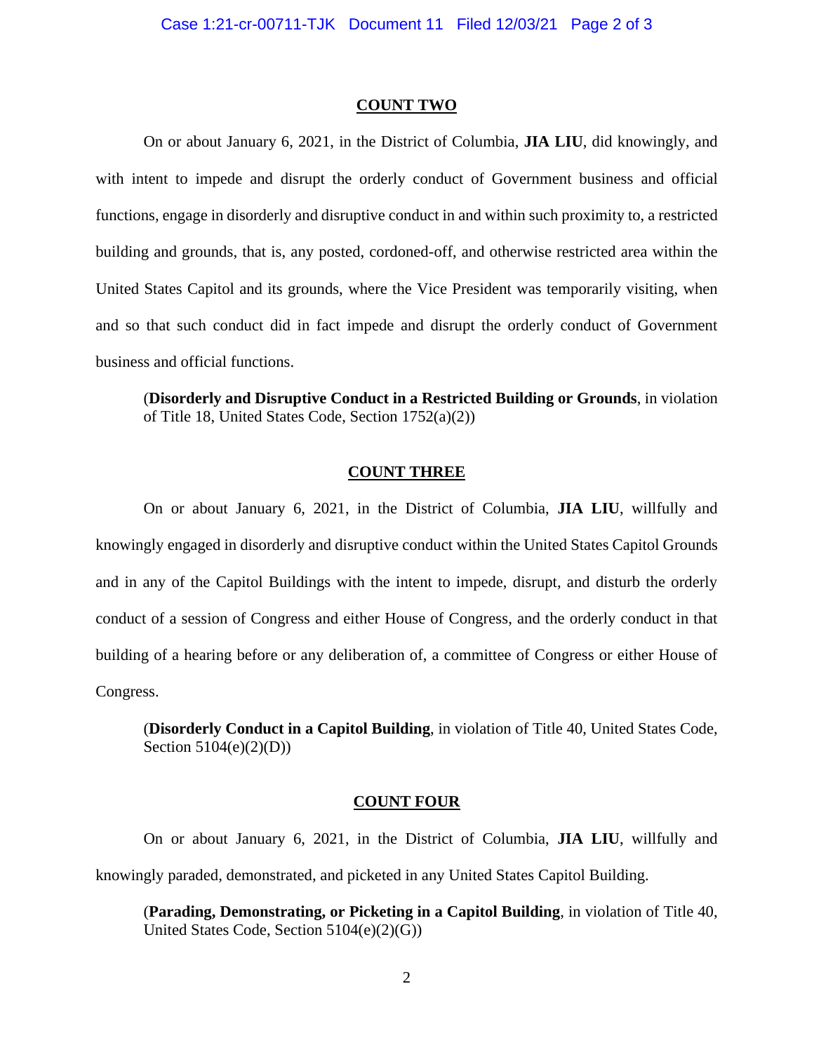**COUNT TWO**

On or about January 6, 2021, in the District of Columbia, **JIA LIU**, did knowingly, and with intent to impede and disrupt the orderly conduct of Government business and official functions, engage in disorderly and disruptive conduct in and within such proximity to, a restricted building and grounds, that is, any posted, cordoned-off, and otherwise restricted area within the United States Capitol and its grounds, where the Vice President was temporarily visiting, when and so that such conduct did in fact impede and disrupt the orderly conduct of Government business and official functions.

(**Disorderly and Disruptive Conduct in a Restricted Building or Grounds**, in violation of Title 18, United States Code, Section 1752(a)(2))

**COUNT THREE**

On or about January 6, 2021, in the District of Columbia, **JIA LIU**, willfully and knowingly engaged in disorderly and disruptive conduct within the United States Capitol Grounds and in any of the Capitol Buildings with the intent to impede, disrupt, and disturb the orderly conduct of a session of Congress and either House of Congress, and the orderly conduct in that building of a hearing before or any deliberation of, a committee of Congress or either House of Congress.

(**Disorderly Conduct in a Capitol Building**, in violation of Title 40, United States Code, Section 5104(e)(2)(D))

**COUNT FOUR**

On or about January 6, 2021, in the District of Columbia, **JIA LIU**, willfully and knowingly paraded, demonstrated, and picketed in any United States Capitol Building.

(**Parading, Demonstrating, or Picketing in a Capitol Building**, in violation of Title 40, United States Code, Section 5104(e)(2)(G))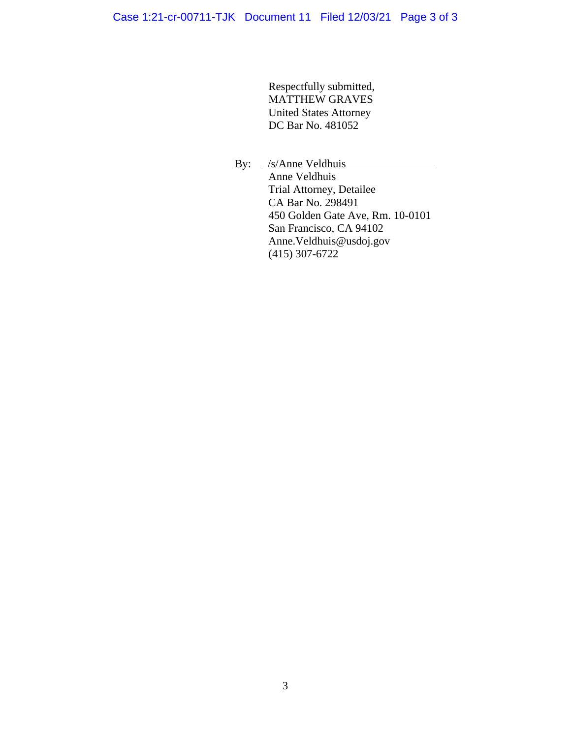Respectfully submitted,
MATTHEW GRAVES
United States Attorney
DC Bar No. 481052

By: /s/Anne Veldhuis
Anne Veldhuis
Trial Attorney, Detailee
CA Bar No. 298491
450 Golden Gate Ave, Rm. 10-0101
San Francisco, CA 94102
Anne.Veldhuis@usdoj.gov
(415) 307-6722